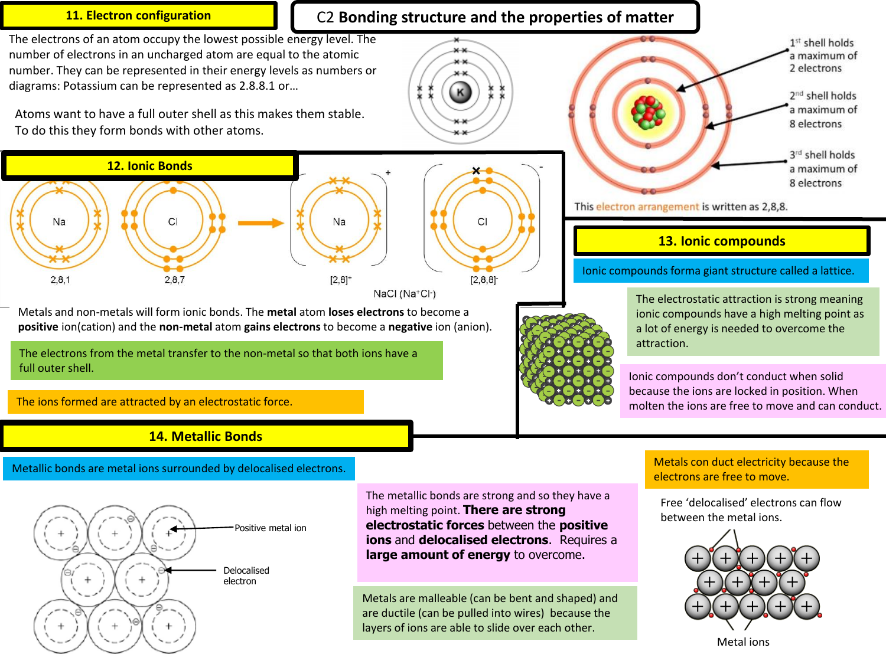# C2 Bonding structure and the properties of matter

## 11. Electron configuration

The electrons of an atom occupy the lowest possible energy level. The number of electrons in an uncharged atom are equal to the atomic number. They can be represented in their energy levels as numbers or diagrams: Potassium can be represented as 2.8.8.1 or…

Atoms want to have a full outer shell as this makes them stable. To do this they form bonds with other atoms.

1st shell holds a maximum of 2 electrons

2nd shell holds a maximum of 8 electrons

3rd shell holds a maximum of 8 electrons

This electron arrangement is written as 2,8,8.

## 12. Ionic Bonds

Na 2,8,1 — Cl 2,8,7 → Na $[2,8]^+$ — Cl $[2,8,8]^-$

NaCl ($Na^+Cl^-$)

Metals and non-metals will form ionic bonds. The **metal** atom **loses electrons** to become a **positive** ion(cation) and the **non-metal** atom **gains electrons** to become a **negative** ion (anion).

The electrons from the metal transfer to the non-metal so that both ions have a full outer shell.

The ions formed are attracted by an electrostatic force.

## 13. Ionic compounds

Ionic compounds forma giant structure called a lattice.

The electrostatic attraction is strong meaning ionic compounds have a high melting point as a lot of energy is needed to overcome the attraction.

Ionic compounds don't conduct when solid because the ions are locked in position. When molten the ions are free to move and can conduct.

## 14. Metallic Bonds

Metallic bonds are metal ions surrounded by delocalised electrons.

Positive metal ion

Delocalised electron

The metallic bonds are strong and so they have a high melting point. **There are strong electrostatic forces** between the **positive ions** and **delocalised electrons**. Requires a **large amount of energy** to overcome.

Metals are malleable (can be bent and shaped) and are ductile (can be pulled into wires) because the layers of ions are able to slide over each other.

Metals con duct electricity because the electrons are free to move.

Free 'delocalised' electrons can flow between the metal ions.

Metal ions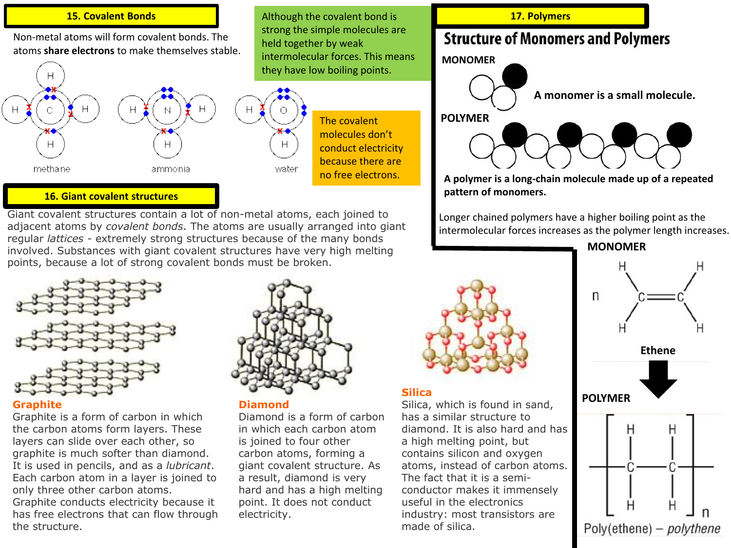## 15. Covalent Bonds

Non-metal atoms will form covalent bonds. The atoms **share electrons** to make themselves stable.

methane ammonia water

Although the covalent bond is strong the simple molecules are held together by weak intermolecular forces. This means they have low boiling points.

The covalent molecules don't conduct electricity because there are no free electrons.

## 16. Giant covalent structures

Giant covalent structures contain a lot of non-metal atoms, each joined to adjacent atoms by *covalent bonds*. The atoms are usually arranged into giant regular *lattices* - extremely strong structures because of the many bonds involved. Substances with giant covalent structures have very high melting points, because a lot of strong covalent bonds must be broken.

### Graphite

Graphite is a form of carbon in which the carbon atoms form layers. These layers can slide over each other, so graphite is much softer than diamond. It is used in pencils, and as a *lubricant*. Each carbon atom in a layer is joined to only three other carbon atoms. Graphite conducts electricity because it has free electrons that can flow through the structure.

### Diamond

Diamond is a form of carbon in which each carbon atom is joined to four other carbon atoms, forming a giant covalent structure. As a result, diamond is very hard and has a high melting point. It does not conduct electricity.

### Silica

Silica, which is found in sand, has a similar structure to diamond. It is also hard and has a high melting point, but contains silicon and oxygen atoms, instead of carbon atoms. The fact that it is a semi-conductor makes it immensely useful in the electronics industry: most transistors are made of silica.

## 17. Polymers

### Structure of Monomers and Polymers

**MONOMER**

**A monomer is a small molecule.**

**POLYMER**

**A polymer is a long-chain molecule made up of a repeated pattern of monomers.**

Longer chained polymers have a higher boiling point as the intermolecular forces increases as the polymer length increases.

**MONOMER**

n Ethene

**POLYMER**

Poly(ethene) – *polythene*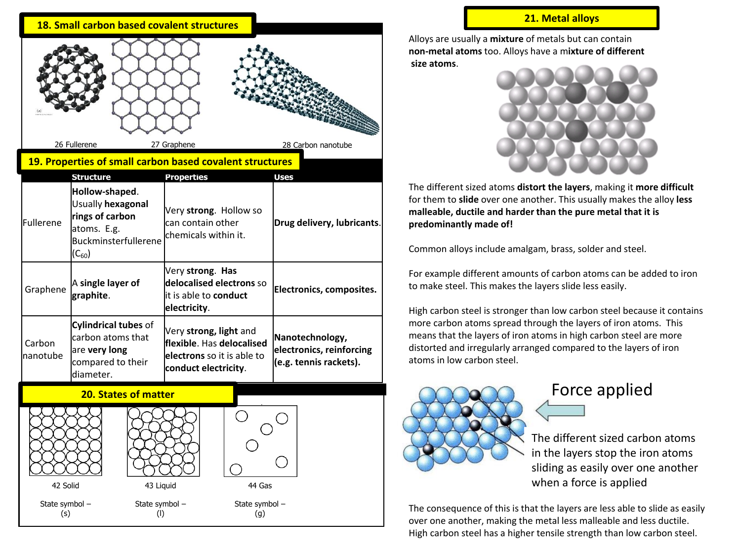## 18. Small carbon based covalent structures

26 Fullerene

27 Graphene

28 Carbon nanotube

## 19. Properties of small carbon based covalent structures

| | Structure | Properties | Uses |
|---|---|---|---|
| Fullerene | **Hollow-shaped**. Usually **hexagonal rings of carbon** atoms. E.g. Buckminsterfullerene ($C_{60}$) | Very **strong**. Hollow so can contain other chemicals within it. | **Drug delivery, lubricants**. |
| Graphene | A **single layer of graphite**. | Very **strong**. **Has delocalised electrons** so it is able to **conduct electricity**. | **Electronics, composites.** |
| Carbon nanotube | **Cylindrical tubes** of carbon atoms that are **very long** compared to their diameter. | Very **strong, light** and **flexible**. Has **delocalised electrons** so it is able to **conduct electricity**. | **Nanotechnology, electronics, reinforcing (e.g. tennis rackets).** |

## 20. States of matter

42 Solid

State symbol – (s)

43 Liquid

State symbol – (l)

44 Gas

State symbol – (g)

## 21. Metal alloys

Alloys are usually a **mixture** of metals but can contain **non-metal atoms** too. Alloys have a m**ixture of different size atoms**.

The different sized atoms **distort the layers**, making it **more difficult** for them to **slide** over one another. This usually makes the alloy **less malleable, ductile and harder than the pure metal that it is predominantly made of!**

Common alloys include amalgam, brass, solder and steel.

For example different amounts of carbon atoms can be added to iron to make steel. This makes the layers slide less easily.

High carbon steel is stronger than low carbon steel because it contains more carbon atoms spread through the layers of iron atoms. This means that the layers of iron atoms in high carbon steel are more distorted and irregularly arranged compared to the layers of iron atoms in low carbon steel.

Force applied

The different sized carbon atoms in the layers stop the iron atoms sliding as easily over one another when a force is applied

The consequence of this is that the layers are less able to slide as easily over one another, making the metal less malleable and less ductile. High carbon steel has a higher tensile strength than low carbon steel.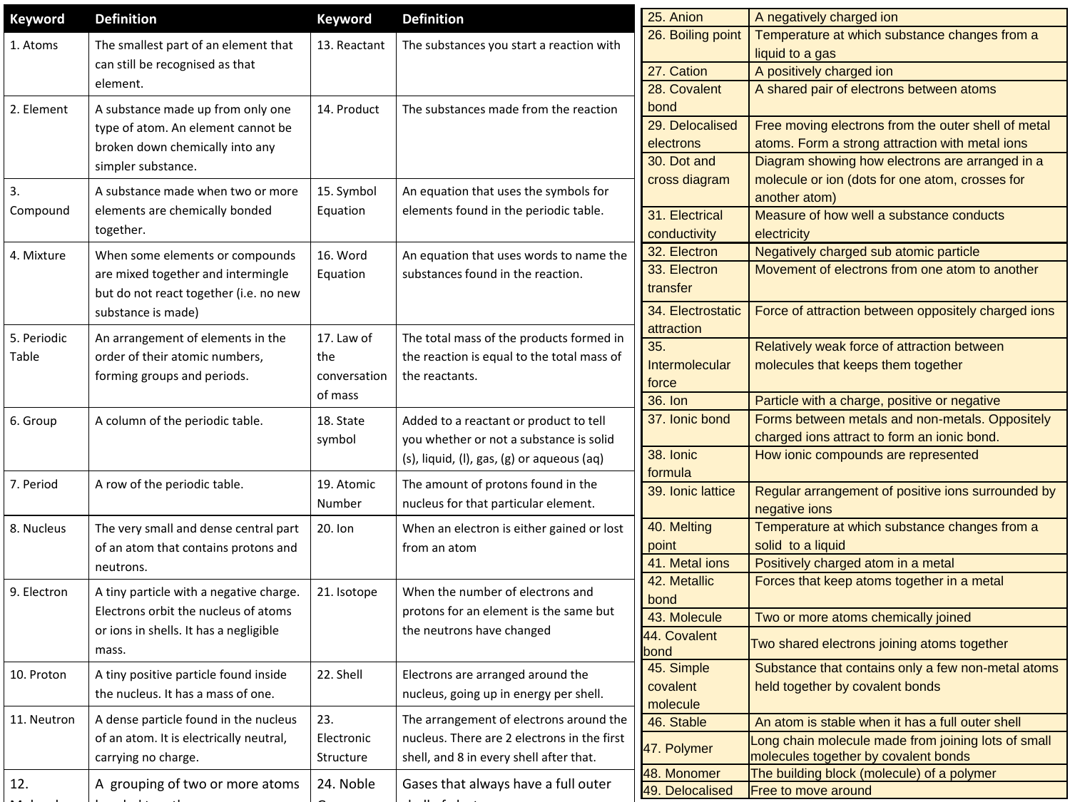| Keyword | Definition | Keyword | Definition |
|---|---|---|---|
| 1. Atoms | The smallest part of an element that can still be recognised as that element. | 13. Reactant | The substances you start a reaction with |
| 2. Element | A substance made up from only one type of atom. An element cannot be broken down chemically into any simpler substance. | 14. Product | The substances made from the reaction |
| 3. Compound | A substance made when two or more elements are chemically bonded together. | 15. Symbol Equation | An equation that uses the symbols for elements found in the periodic table. |
| 4. Mixture | When some elements or compounds are mixed together and intermingle but do not react together (i.e. no new substance is made) | 16. Word Equation | An equation that uses words to name the substances found in the reaction. |
| 5. Periodic Table | An arrangement of elements in the order of their atomic numbers, forming groups and periods. | 17. Law of the conversation of mass | The total mass of the products formed in the reaction is equal to the total mass of the reactants. |
| 6. Group | A column of the periodic table. | 18. State symbol | Added to a reactant or product to tell you whether or not a substance is solid (s), liquid, (l), gas, (g) or aqueous (aq) |
| 7. Period | A row of the periodic table. | 19. Atomic Number | The amount of protons found in the nucleus for that particular element. |
| 8. Nucleus | The very small and dense central part of an atom that contains protons and neutrons. | 20. Ion | When an electron is either gained or lost from an atom |
| 9. Electron | A tiny particle with a negative charge. Electrons orbit the nucleus of atoms or ions in shells. It has a negligible mass. | 21. Isotope | When the number of electrons and protons for an element is the same but the neutrons have changed |
| 10. Proton | A tiny positive particle found inside the nucleus. It has a mass of one. | 22. Shell | Electrons are arranged around the nucleus, going up in energy per shell. |
| 11. Neutron | A dense particle found in the nucleus of an atom. It is electrically neutral, carrying no charge. | 23. Electronic Structure | The arrangement of electrons around the nucleus. There are 2 electrons in the first shell, and 8 in every shell after that. |
| 12. Molecule | A grouping of two or more atoms bonded together | 24. Noble Gases | Gases that always have a full outer shell of electrons |

| | |
|---|---|
| 25. Anion | A negatively charged ion |
| 26. Boiling point | Temperature at which substance changes from a liquid to a gas |
| 27. Cation | A positively charged ion |
| 28. Covalent bond | A shared pair of electrons between atoms |
| 29. Delocalised electrons | Free moving electrons from the outer shell of metal atoms. Form a strong attraction with metal ions |
| 30. Dot and cross diagram | Diagram showing how electrons are arranged in a molecule or ion (dots for one atom, crosses for another atom) |
| 31. Electrical conductivity | Measure of how well a substance conducts electricity |
| 32. Electron | Negatively charged sub atomic particle |
| 33. Electron transfer | Movement of electrons from one atom to another |
| 34. Electrostatic attraction | Force of attraction between oppositely charged ions |
| 35. Intermolecular force | Relatively weak force of attraction between molecules that keeps them together |
| 36. Ion | Particle with a charge, positive or negative |
| 37. Ionic bond | Forms between metals and non-metals. Oppositely charged ions attract to form an ionic bond. |
| 38. Ionic formula | How ionic compounds are represented |
| 39. Ionic lattice | Regular arrangement of positive ions surrounded by negative ions |
| 40. Melting point | Temperature at which substance changes from a solid to a liquid |
| 41. Metal ions | Positively charged atom in a metal |
| 42. Metallic bond | Forces that keep atoms together in a metal |
| 43. Molecule | Two or more atoms chemically joined |
| 44. Covalent bond | Two shared electrons joining atoms together |
| 45. Simple covalent molecule | Substance that contains only a few non-metal atoms held together by covalent bonds |
| 46. Stable | An atom is stable when it has a full outer shell |
| 47. Polymer | Long chain molecule made from joining lots of small molecules together by covalent bonds |
| 48. Monomer | The building block (molecule) of a polymer |
| 49. Delocalised | Free to move around |